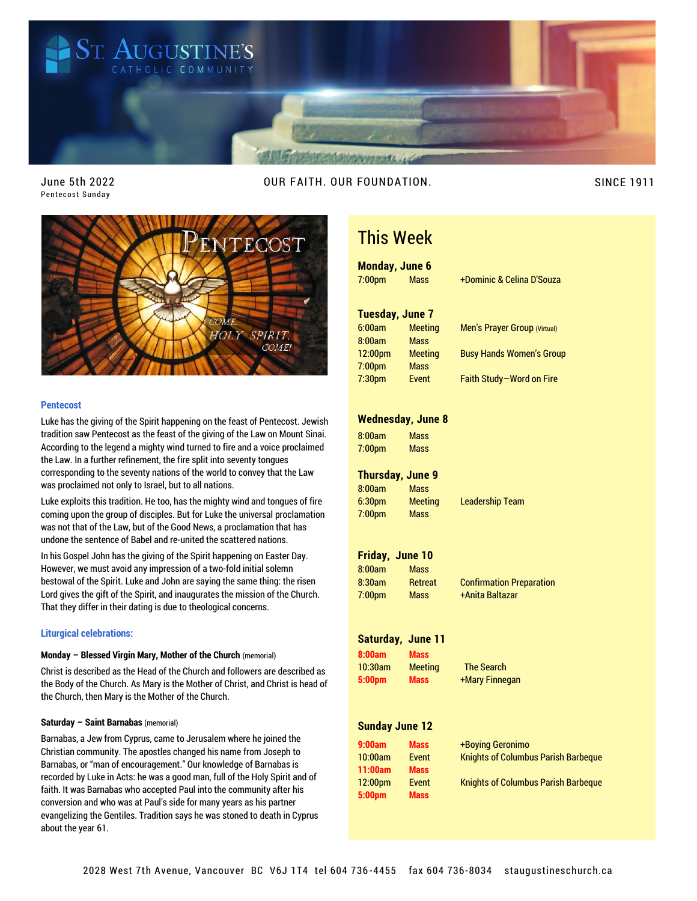# St. Augustine's Catholic Community

June 5th 2022
Pentecost Sunday

OUR FAITH. OUR FOUNDATION.

SINCE 1911

### Pentecost

Luke has the giving of the Spirit happening on the feast of Pentecost. Jewish tradition saw Pentecost as the feast of the giving of the Law on Mount Sinai. According to the legend a mighty wind turned to fire and a voice proclaimed the Law. In a further refinement, the fire split into seventy tongues corresponding to the seventy nations of the world to convey that the Law was proclaimed not only to Israel, but to all nations.

Luke exploits this tradition. He too, has the mighty wind and tongues of fire coming upon the group of disciples. But for Luke the universal proclamation was not that of the Law, but of the Good News, a proclamation that has undone the sentence of Babel and re-united the scattered nations.

In his Gospel John has the giving of the Spirit happening on Easter Day. However, we must avoid any impression of a two-fold initial solemn bestowal of the Spirit. Luke and John are saying the same thing: the risen Lord gives the gift of the Spirit, and inaugurates the mission of the Church. That they differ in their dating is due to theological concerns.

### Liturgical celebrations:

**Monday – Blessed Virgin Mary, Mother of the Church** (memorial)

Christ is described as the Head of the Church and followers are described as the Body of the Church. As Mary is the Mother of Christ, and Christ is head of the Church, then Mary is the Mother of the Church.

**Saturday – Saint Barnabas** (memorial)

Barnabas, a Jew from Cyprus, came to Jerusalem where he joined the Christian community. The apostles changed his name from Joseph to Barnabas, or "man of encouragement." Our knowledge of Barnabas is recorded by Luke in Acts: he was a good man, full of the Holy Spirit and of faith. It was Barnabas who accepted Paul into the community after his conversion and who was at Paul's side for many years as his partner evangelizing the Gentiles. Tradition says he was stoned to death in Cyprus about the year 61.

## This Week

**Monday, June 6**

| | | |
|---|---|---|
| 7:00pm | Mass | +Dominic & Celina D'Souza |

**Tuesday, June 7**

| | | |
|---|---|---|
| 6:00am | Meeting | Men's Prayer Group (Virtual) |
| 8:00am | Mass | |
| 12:00pm | Meeting | Busy Hands Women's Group |
| 7:00pm | Mass | |
| 7:30pm | Event | Faith Study—Word on Fire |

**Wednesday, June 8**

| | | |
|---|---|---|
| 8:00am | Mass | |
| 7:00pm | Mass | |

**Thursday, June 9**

| | | |
|---|---|---|
| 8:00am | Mass | |
| 6:30pm | Meeting | Leadership Team |
| 7:00pm | Mass | |

**Friday, June 10**

| | | |
|---|---|---|
| 8:00am | Mass | |
| 8:30am | Retreat | Confirmation Preparation |
| 7:00pm | Mass | +Anita Baltazar |

**Saturday, June 11**

| | | |
|---|---|---|
| **8:00am** | **Mass** | |
| 10:30am | Meeting | The Search |
| **5:00pm** | **Mass** | +Mary Finnegan |

**Sunday June 12**

| | | |
|---|---|---|
| **9:00am** | **Mass** | +Boying Geronimo |
| 10:00am | Event | Knights of Columbus Parish Barbeque |
| **11:00am** | **Mass** | |
| 12:00pm | Event | Knights of Columbus Parish Barbeque |
| **5:00pm** | **Mass** | |

2028 West 7th Avenue, Vancouver BC V6J 1T4 tel 604 736-4455 fax 604 736-8034 staugustineschurch.ca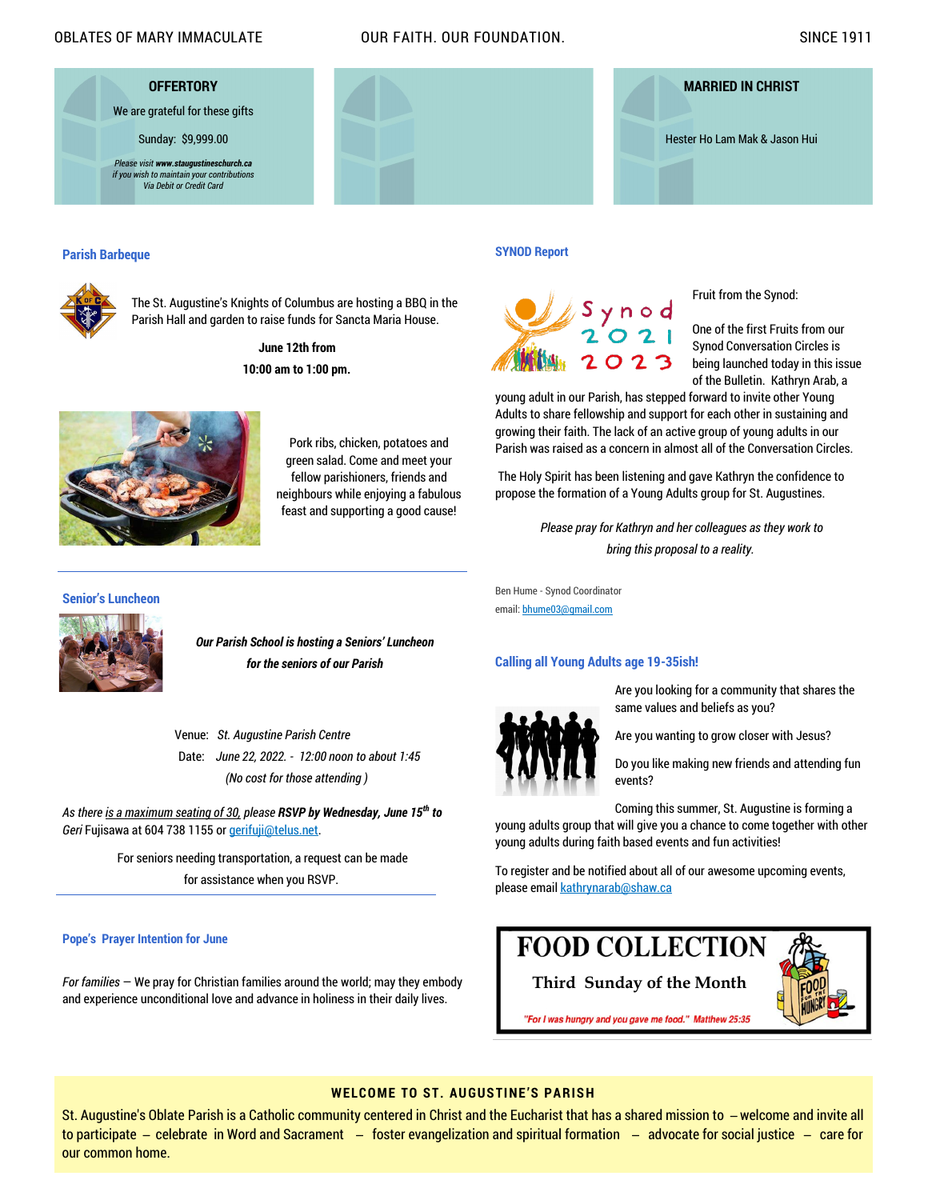## OFFERTORY

We are grateful for these gifts

Sunday: $9,999.00

*Please visit **www.staugustineschurch.ca** if you wish to maintain your contributions Via Debit or Credit Card*

## MARRIED IN CHRIST

Hester Ho Lam Mak & Jason Hui

### Parish Barbeque

The St. Augustine's Knights of Columbus are hosting a BBQ in the Parish Hall and garden to raise funds for Sancta Maria House.

**June 12th from**

**10:00 am to 1:00 pm.**

Pork ribs, chicken, potatoes and green salad. Come and meet your fellow parishioners, friends and neighbours while enjoying a fabulous feast and supporting a good cause!

### Senior's Luncheon

***Our Parish School is hosting a Seniors' Luncheon for the seniors of our Parish***

Venue: *St. Augustine Parish Centre*

Date: *June 22, 2022. - 12:00 noon to about 1:45*

*(No cost for those attending )*

*As there is a maximum seating of 30, please* ***RSVP by Wednesday, June 15th to*** *Geri* Fujisawa at 604 738 1155 or gerifuji@telus.net.

For seniors needing transportation, a request can be made for assistance when you RSVP.

### Pope's Prayer Intention for June

*For families* — We pray for Christian families around the world; may they embody and experience unconditional love and advance in holiness in their daily lives.

### SYNOD Report

Fruit from the Synod:

One of the first Fruits from our Synod Conversation Circles is being launched today in this issue of the Bulletin. Kathryn Arab, a young adult in our Parish, has stepped forward to invite other Young Adults to share fellowship and support for each other in sustaining and growing their faith. The lack of an active group of young adults in our Parish was raised as a concern in almost all of the Conversation Circles.

The Holy Spirit has been listening and gave Kathryn the confidence to propose the formation of a Young Adults group for St. Augustines.

*Please pray for Kathryn and her colleagues as they work to bring this proposal to a reality.*

Ben Hume - Synod Coordinator
email: bhume03@gmail.com

### Calling all Young Adults age 19-35ish!

Are you looking for a community that shares the same values and beliefs as you?

Are you wanting to grow closer with Jesus?

Do you like making new friends and attending fun events?

Coming this summer, St. Augustine is forming a young adults group that will give you a chance to come together with other young adults during faith based events and fun activities!

To register and be notified about all of our awesome upcoming events, please email kathrynarab@shaw.ca

## FOOD COLLECTION

**Third Sunday of the Month**

*"For I was hungry and you gave me food." Matthew 25:35*

**WELCOME TO ST. AUGUSTINE'S PARISH**

St. Augustine's Oblate Parish is a Catholic community centered in Christ and the Eucharist that has a shared mission to – welcome and invite all to participate – celebrate in Word and Sacrament – foster evangelization and spiritual formation – advocate for social justice – care for our common home.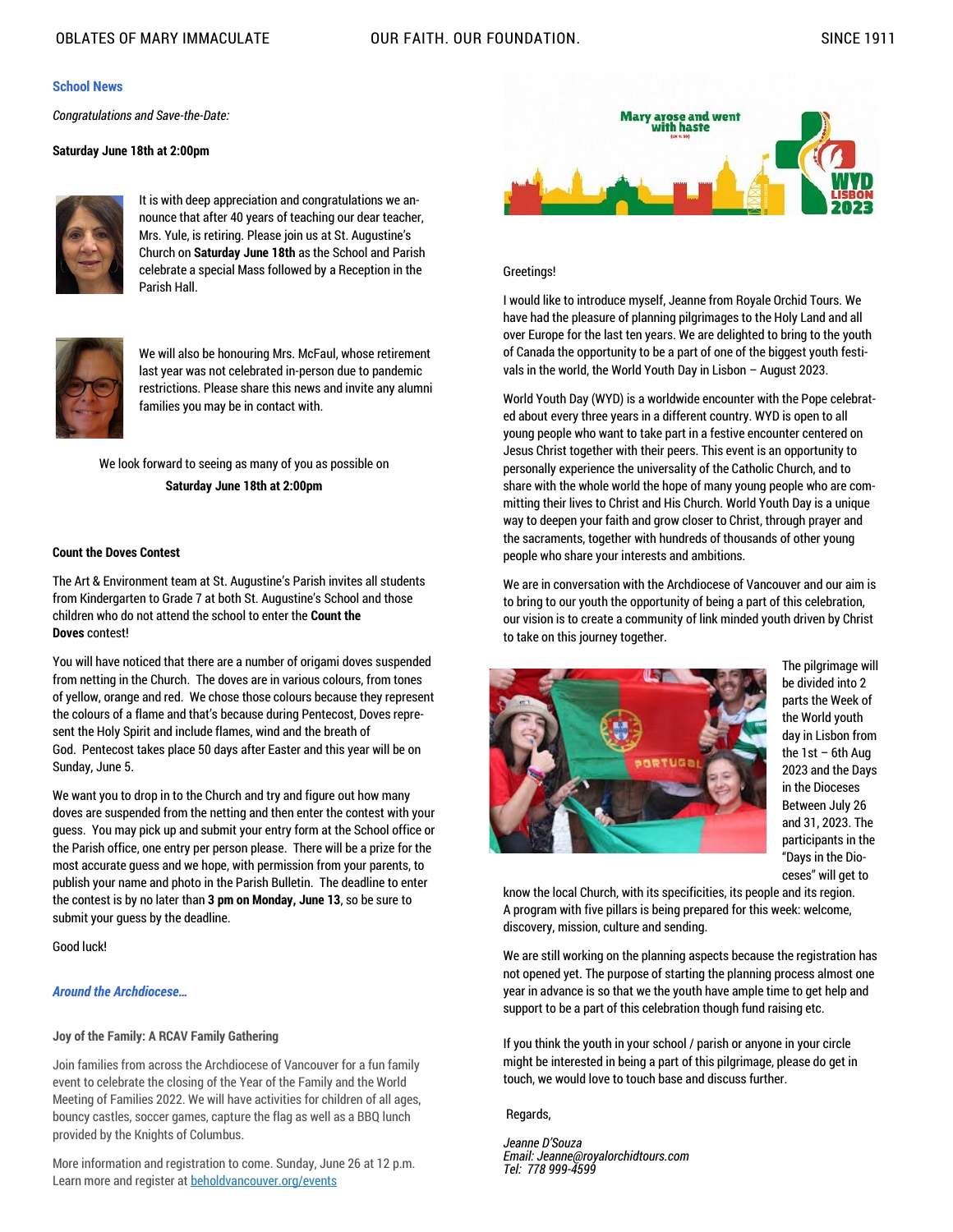## School News

*Congratulations and Save-the-Date:*

**Saturday June 18th at 2:00pm**

It is with deep appreciation and congratulations we announce that after 40 years of teaching our dear teacher, Mrs. Yule, is retiring. Please join us at St. Augustine's Church on **Saturday June 18th** as the School and Parish celebrate a special Mass followed by a Reception in the Parish Hall.

We will also be honouring Mrs. McFaul, whose retirement last year was not celebrated in-person due to pandemic restrictions. Please share this news and invite any alumni families you may be in contact with.

We look forward to seeing as many of you as possible on **Saturday June 18th at 2:00pm**

### Count the Doves Contest

The Art & Environment team at St. Augustine's Parish invites all students from Kindergarten to Grade 7 at both St. Augustine's School and those children who do not attend the school to enter the **Count the Doves** contest!

You will have noticed that there are a number of origami doves suspended from netting in the Church. The doves are in various colours, from tones of yellow, orange and red. We chose those colours because they represent the colours of a flame and that's because during Pentecost, Doves represent the Holy Spirit and include flames, wind and the breath of God. Pentecost takes place 50 days after Easter and this year will be on Sunday, June 5.

We want you to drop in to the Church and try and figure out how many doves are suspended from the netting and then enter the contest with your guess. You may pick up and submit your entry form at the School office or the Parish office, one entry per person please. There will be a prize for the most accurate guess and we hope, with permission from your parents, to publish your name and photo in the Parish Bulletin. The deadline to enter the contest is by no later than **3 pm on Monday, June 13**, so be sure to submit your guess by the deadline.

Good luck!

## *Around the Archdiocese…*

### Joy of the Family: A RCAV Family Gathering

Join families from across the Archdiocese of Vancouver for a fun family event to celebrate the closing of the Year of the Family and the World Meeting of Families 2022. We will have activities for children of all ages, bouncy castles, soccer games, capture the flag as well as a BBQ lunch provided by the Knights of Columbus.

More information and registration to come. Sunday, June 26 at 12 p.m. Learn more and register at beholdvancouver.org/events

Mary arose and went with haste (Lk 1:39)

WYD LISBON 2023

Greetings!

I would like to introduce myself, Jeanne from Royale Orchid Tours. We have had the pleasure of planning pilgrimages to the Holy Land and all over Europe for the last ten years. We are delighted to bring to the youth of Canada the opportunity to be a part of one of the biggest youth festivals in the world, the World Youth Day in Lisbon – August 2023.

World Youth Day (WYD) is a worldwide encounter with the Pope celebrated about every three years in a different country. WYD is open to all young people who want to take part in a festive encounter centered on Jesus Christ together with their peers. This event is an opportunity to personally experience the universality of the Catholic Church, and to share with the whole world the hope of many young people who are committing their lives to Christ and His Church. World Youth Day is a unique way to deepen your faith and grow closer to Christ, through prayer and the sacraments, together with hundreds of thousands of other young people who share your interests and ambitions.

We are in conversation with the Archdiocese of Vancouver and our aim is to bring to our youth the opportunity of being a part of this celebration, our vision is to create a community of link minded youth driven by Christ to take on this journey together.

The pilgrimage will be divided into 2 parts the Week of the World youth day in Lisbon from the 1st – 6th Aug 2023 and the Days in the Dioceses Between July 26 and 31, 2023. The participants in the "Days in the Dioceses" will get to know the local Church, with its specificities, its people and its region. A program with five pillars is being prepared for this week: welcome, discovery, mission, culture and sending.

We are still working on the planning aspects because the registration has not opened yet. The purpose of starting the planning process almost one year in advance is so that we the youth have ample time to get help and support to be a part of this celebration though fund raising etc.

If you think the youth in your school / parish or anyone in your circle might be interested in being a part of this pilgrimage, please do get in touch, we would love to touch base and discuss further.

Regards,

*Jeanne D'Souza*
*Email: Jeanne@royalorchidtours.com*
*Tel: 778 999-4599*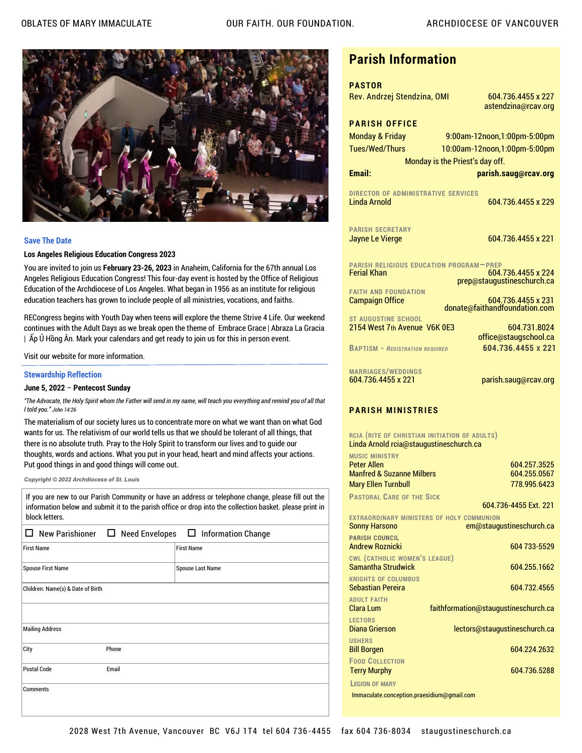## Save The Date

**Los Angeles Religious Education Congress 2023**

You are invited to join us **February 23-26, 2023** in Anaheim, California for the 67th annual Los Angeles Religious Education Congress! This four-day event is hosted by the Office of Religious Education of the Archdiocese of Los Angeles. What began in 1956 as an institute for religious education teachers has grown to include people of all ministries, vocations, and faiths.

RECongress begins with Youth Day when teens will explore the theme Strive 4 Life. Our weekend continues with the Adult Days as we break open the theme of Embrace Grace | Abraza La Gracia | Ấp Ủ Hồng Ân. Mark your calendars and get ready to join us for this in person event.

Visit our website for more information.

## Stewardship Reflection

**June 5, 2022 – Pentecost Sunday**

*"The Advocate, the Holy Spirit whom the Father will send in my name, will teach you everything and remind you of all that I told you." John 14:26*

The materialism of our society lures us to concentrate more on what we want than on what God wants for us. The relativism of our world tells us that we should be tolerant of all things, that there is no absolute truth. Pray to the Holy Spirit to transform our lives and to guide our thoughts, words and actions. What you put in your head, heart and mind affects your actions. Put good things in and good things will come out.

*Copyright © 2022 Archdiocese of St. Louis*

If you are new to our Parish Community or have an address or telephone change, please fill out the information below and submit it to the parish office or drop into the collection basket. please print in block letters.

☐ New Parishioner ☐ Need Envelopes ☐ Information Change

| | |
|---|---|
| First Name | First Name |
| Spouse First Name | Spouse Last Name |
| Children: Name(s) & Date of Birth | |
| | |
| Mailing Address | |
| City | Phone |
| Postal Code | Email |
| Comments | |

# Parish Information

**PASTOR**
Rev. Andrzej Stendzina, OMI — 604.736.4455 x 227 — astendzina@rcav.org

**PARISH OFFICE**
Monday & Friday — 9:00am-12noon,1:00pm-5:00pm
Tues/Wed/Thurs — 10:00am-12noon,1:00pm-5:00pm
Monday is the Priest's day off.
**Email:** **parish.saug@rcav.org**

**DIRECTOR OF ADMINISTRATIVE SERVICES**
Linda Arnold — 604.736.4455 x 229

**PARISH SECRETARY**
Jayne Le Vierge — 604.736.4455 x 221

**PARISH RELIGIOUS EDUCATION PROGRAM—PREP**
Ferial Khan — 604.736.4455 x 224 — prep@staugustineschurch.ca

**FAITH AND FOUNDATION**
Campaign Office — 604.736.4455 x 231 — donate@faithandfoundation.com

**ST AUGUSTINE SCHOOL**
2154 West 7th Avenue V6K 0E3 — 604.731.8024 — office@staugschool.ca

**BAPTISM - *Registration Required*** — **604.736.4455 x 221**

**MARRIAGES/WEDDINGS**
604.736.4455 x 221 — parish.saug@rcav.org

**PARISH MINISTRIES**

**RCIA (RITE OF CHRISTIAN INITIATION OF ADULTS)**
Linda Arnold rcia@staugustineschurch.ca

**MUSIC MINISTRY**
Peter Allen — 604.257.3525
Manfred & Suzanne Milbers — 604.255.0567
Mary Ellen Turnbull — 778.995.6423

**PASTORAL CARE OF THE SICK**
604.736-4455 Ext. 221

**EXTRAORDINARY MINISTERS OF HOLY COMMUNION**
Sonny Harsono — em@staugustineschurch.ca

**PARISH COUNCIL**
Andrew Roznicki — 604 733-5529

**CWL (CATHOLIC WOMEN'S LEAGUE)**
Samantha Strudwick — 604.255.1662

**KNIGHTS OF COLUMBUS**
Sebastian Pereira — 604.732.4565

**ADULT FAITH**
Clara Lum — faithformation@staugustineschurch.ca

**LECTORS**
Diana Grierson — lectors@staugustineschurch.ca

**USHERS**
Bill Borgen — 604.224.2632

**FOOD COLLECTION**
Terry Murphy — 604.736.5288

**LEGION OF MARY**
Immaculate.conception.praesidium@gmail.com

2028 West 7th Avenue, Vancouver BC V6J 1T4 tel 604 736-4455 fax 604 736-8034 staugustineschurch.ca